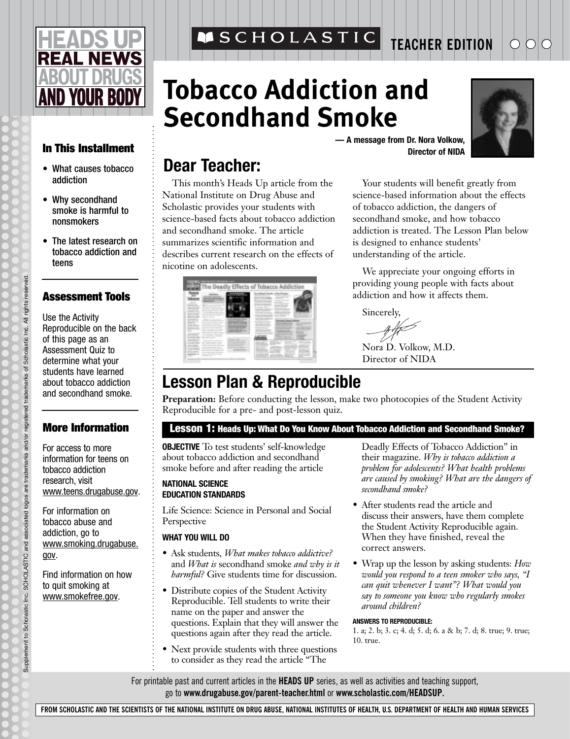HEADS UP REAL NEWS ABOUT DRUGS AND YOUR BODY

SCHOLASTIC TEACHER EDITION

# Tobacco Addiction and Secondhand Smoke

**— A message from Dr. Nora Volkow, Director of NIDA**

### In This Installment

- What causes tobacco addiction
- Why secondhand smoke is harmful to nonsmokers
- The latest research on tobacco addiction and teens

### Assessment Tools

Use the Activity Reproducible on the back of this page as an Assessment Quiz to determine what your students have learned about tobacco addiction and secondhand smoke.

### More Information

For access to more information for teens on tobacco addiction research, visit www.teens.drugabuse.gov.

For information on tobacco abuse and addiction, go to www.smoking.drugabuse.gov.

Find information on how to quit smoking at www.smokefree.gov.

## Dear Teacher:

This month's Heads Up article from the National Institute on Drug Abuse and Scholastic provides your students with science-based facts about tobacco addiction and secondhand smoke. The article summarizes scientific information and describes current research on the effects of nicotine on adolescents.

Your students will benefit greatly from science-based information about the effects of tobacco addiction, the dangers of secondhand smoke, and how tobacco addiction is treated. The Lesson Plan below is designed to enhance students' understanding of the article.

We appreciate your ongoing efforts in providing young people with facts about addiction and how it affects them.

Sincerely,

Nora D. Volkow, M.D.
Director of NIDA

## Lesson Plan & Reproducible

**Preparation:** Before conducting the lesson, make two photocopies of the Student Activity Reproducible for a pre- and post-lesson quiz.

### Lesson 1: Heads Up: What Do You Know About Tobacco Addiction and Secondhand Smoke?

**OBJECTIVE** To test students' self-knowledge about tobacco addiction and secondhand smoke before and after reading the article

**NATIONAL SCIENCE EDUCATION STANDARDS**

Life Science: Science in Personal and Social Perspective

**WHAT YOU WILL DO**

- Ask students, *What makes tobacco addictive?* and *What is* secondhand smoke *and why is it harmful?* Give students time for discussion.
- Distribute copies of the Student Activity Reproducible. Tell students to write their name on the paper and answer the questions. Explain that they will answer the questions again after they read the article.
- Next provide students with three questions to consider as they read the article "The Deadly Effects of Tobacco Addiction" in their magazine. *Why is tobacco addiction a problem for adolescents? What health problems are caused by smoking? What are the dangers of secondhand smoke?*
- After students read the article and discuss their answers, have them complete the Student Activity Reproducible again. When they have finished, reveal the correct answers.
- Wrap up the lesson by asking students: *How would you respond to a teen smoker who says, "I can quit whenever I want"? What would you say to someone you know who regularly smokes around children?*

**ANSWERS TO REPRODUCIBLE:**

1. a; 2. b; 3. c; 4. d; 5. d; 6. a & b; 7. d; 8. true; 9. true; 10. true.

For printable past and current articles in the **HEADS UP** series, as well as activities and teaching support, go to **www.drugabuse.gov/parent-teacher.html** or **www.scholastic.com/HEADSUP.**

**FROM SCHOLASTIC AND THE SCIENTISTS OF THE NATIONAL INSTITUTE ON DRUG ABUSE, NATIONAL INSTITUTES OF HEALTH, U.S. DEPARTMENT OF HEALTH AND HUMAN SERVICES**

Supplement to Scholastic Inc. SCHOLASTIC and associated logos are trademarks and/or registered trademarks of Scholastic Inc. All rights reserved.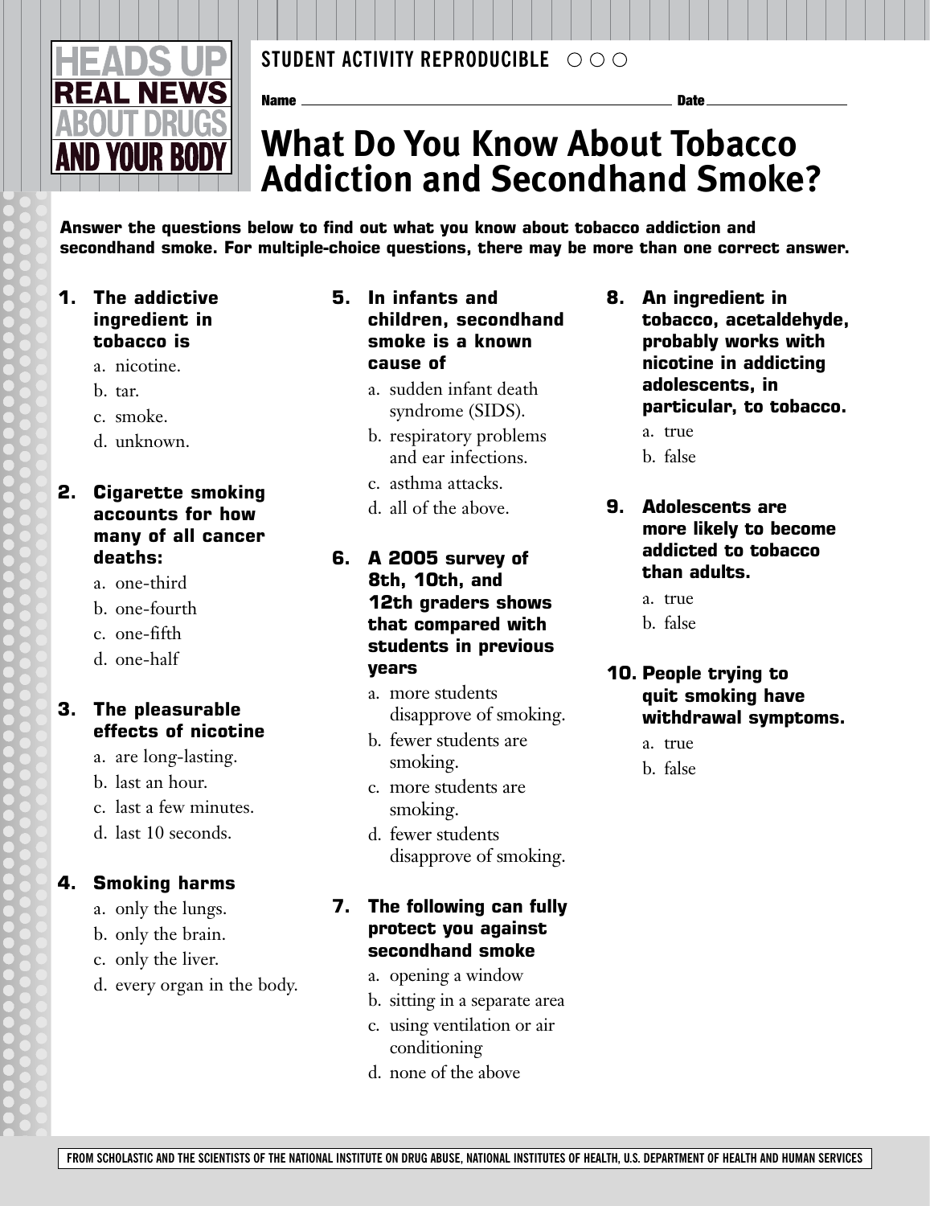HEADS UP
REAL NEWS
ABOUT DRUGS
AND YOUR BODY

STUDENT ACTIVITY REPRODUCIBLE

Name ______________________________ Date ______________

# What Do You Know About Tobacco Addiction and Secondhand Smoke?

**Answer the questions below to find out what you know about tobacco addiction and secondhand smoke. For multiple-choice questions, there may be more than one correct answer.**

**1. The addictive ingredient in tobacco is**

a. nicotine.
b. tar.
c. smoke.
d. unknown.

**2. Cigarette smoking accounts for how many of all cancer deaths:**

a. one-third
b. one-fourth
c. one-fifth
d. one-half

**3. The pleasurable effects of nicotine**

a. are long-lasting.
b. last an hour.
c. last a few minutes.
d. last 10 seconds.

**4. Smoking harms**

a. only the lungs.
b. only the brain.
c. only the liver.
d. every organ in the body.

**5. In infants and children, secondhand smoke is a known cause of**

a. sudden infant death syndrome (SIDS).
b. respiratory problems and ear infections.
c. asthma attacks.
d. all of the above.

**6. A 2005 survey of 8th, 10th, and 12th graders shows that compared with students in previous years**

a. more students disapprove of smoking.
b. fewer students are smoking.
c. more students are smoking.
d. fewer students disapprove of smoking.

**7. The following can fully protect you against secondhand smoke**

a. opening a window
b. sitting in a separate area
c. using ventilation or air conditioning
d. none of the above

**8. An ingredient in tobacco, acetaldehyde, probably works with nicotine in addicting adolescents, in particular, to tobacco.**

a. true
b. false

**9. Adolescents are more likely to become addicted to tobacco than adults.**

a. true
b. false

**10. People trying to quit smoking have withdrawal symptoms.**

a. true
b. false

FROM SCHOLASTIC AND THE SCIENTISTS OF THE NATIONAL INSTITUTE ON DRUG ABUSE, NATIONAL INSTITUTES OF HEALTH, U.S. DEPARTMENT OF HEALTH AND HUMAN SERVICES